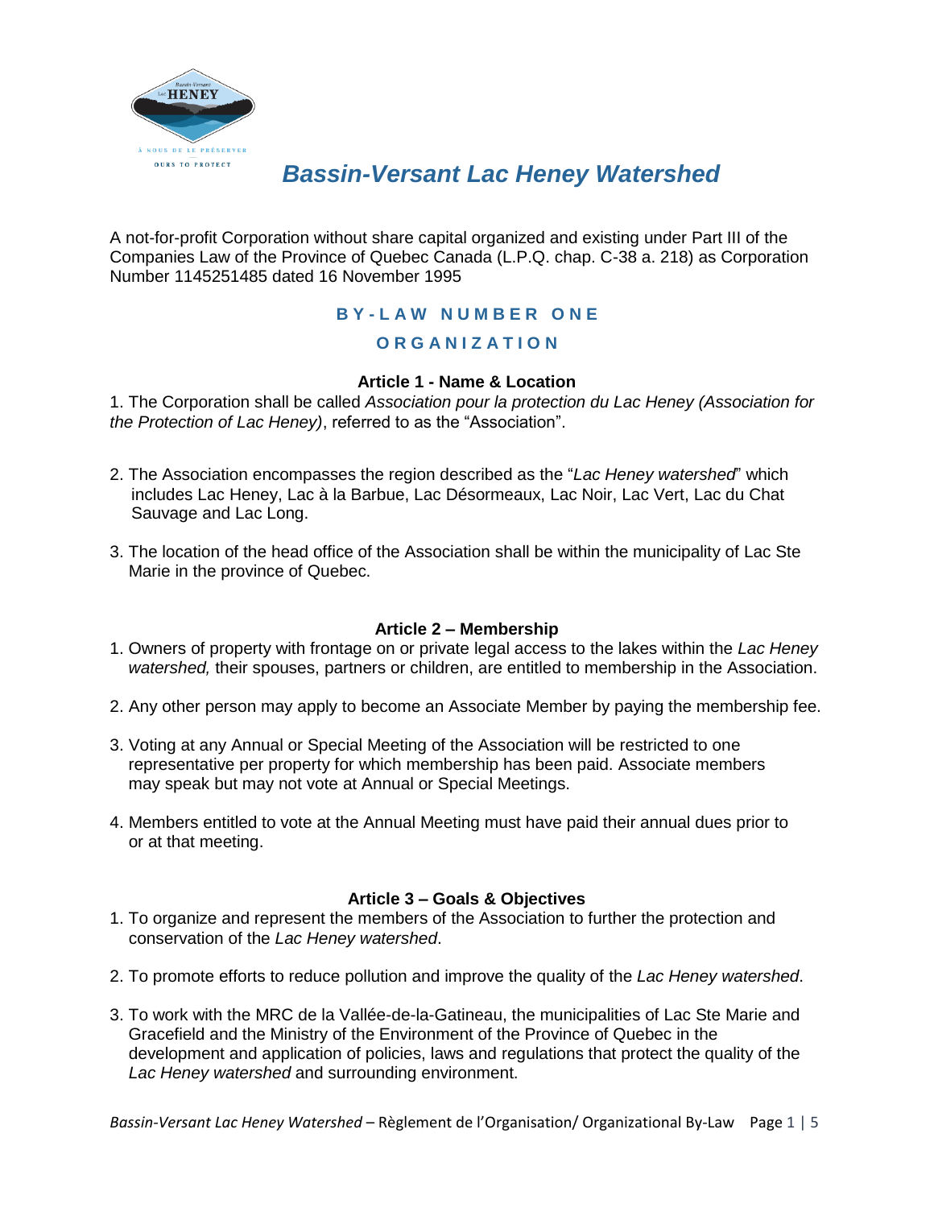# *Bassin-Versant Lac Heney Watershed*

A not-for-profit Corporation without share capital organized and existing under Part III of the Companies Law of the Province of Quebec Canada (L.P.Q. chap. C-38 a. 218) as Corporation Number 1145251485 dated 16 November 1995

## BY-LAW NUMBER ONE

## ORGANIZATION

### Article 1 - Name & Location

1. The Corporation shall be called *Association pour la protection du Lac Heney (Association for the Protection of Lac Heney)*, referred to as the "Association".

2. The Association encompasses the region described as the "*Lac Heney watershed*" which includes Lac Heney, Lac à la Barbue, Lac Désormeaux, Lac Noir, Lac Vert, Lac du Chat Sauvage and Lac Long.

3. The location of the head office of the Association shall be within the municipality of Lac Ste Marie in the province of Quebec.

### Article 2 – Membership

1. Owners of property with frontage on or private legal access to the lakes within the *Lac Heney watershed,* their spouses, partners or children, are entitled to membership in the Association.

2. Any other person may apply to become an Associate Member by paying the membership fee.

3. Voting at any Annual or Special Meeting of the Association will be restricted to one representative per property for which membership has been paid. Associate members may speak but may not vote at Annual or Special Meetings.

4. Members entitled to vote at the Annual Meeting must have paid their annual dues prior to or at that meeting.

### Article 3 – Goals & Objectives

1. To organize and represent the members of the Association to further the protection and conservation of the *Lac Heney watershed*.

2. To promote efforts to reduce pollution and improve the quality of the *Lac Heney watershed*.

3. To work with the MRC de la Vallée-de-la-Gatineau, the municipalities of Lac Ste Marie and Gracefield and the Ministry of the Environment of the Province of Quebec in the development and application of policies, laws and regulations that protect the quality of the *Lac Heney watershed* and surrounding environment.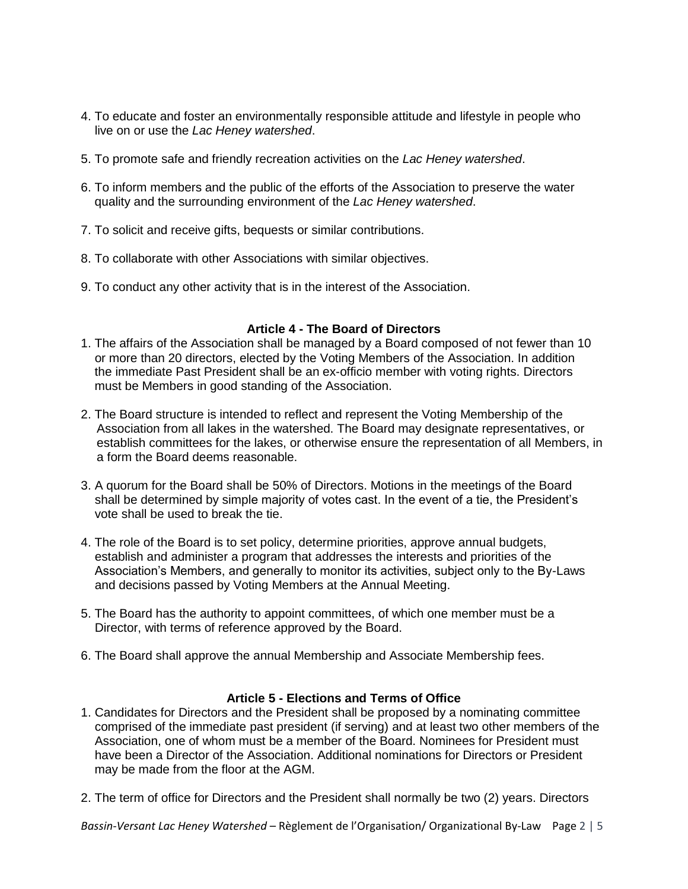4. To educate and foster an environmentally responsible attitude and lifestyle in people who live on or use the *Lac Heney watershed*.

5. To promote safe and friendly recreation activities on the *Lac Heney watershed*.

6. To inform members and the public of the efforts of the Association to preserve the water quality and the surrounding environment of the *Lac Heney watershed*.

7. To solicit and receive gifts, bequests or similar contributions.

8. To collaborate with other Associations with similar objectives.

9. To conduct any other activity that is in the interest of the Association.

### Article 4 - The Board of Directors

1. The affairs of the Association shall be managed by a Board composed of not fewer than 10 or more than 20 directors, elected by the Voting Members of the Association. In addition the immediate Past President shall be an ex-officio member with voting rights. Directors must be Members in good standing of the Association.

2. The Board structure is intended to reflect and represent the Voting Membership of the Association from all lakes in the watershed. The Board may designate representatives, or establish committees for the lakes, or otherwise ensure the representation of all Members, in a form the Board deems reasonable.

3. A quorum for the Board shall be 50% of Directors. Motions in the meetings of the Board shall be determined by simple majority of votes cast. In the event of a tie, the President's vote shall be used to break the tie.

4. The role of the Board is to set policy, determine priorities, approve annual budgets, establish and administer a program that addresses the interests and priorities of the Association's Members, and generally to monitor its activities, subject only to the By-Laws and decisions passed by Voting Members at the Annual Meeting.

5. The Board has the authority to appoint committees, of which one member must be a Director, with terms of reference approved by the Board.

6. The Board shall approve the annual Membership and Associate Membership fees.

### Article 5 - Elections and Terms of Office

1. Candidates for Directors and the President shall be proposed by a nominating committee comprised of the immediate past president (if serving) and at least two other members of the Association, one of whom must be a member of the Board. Nominees for President must have been a Director of the Association. Additional nominations for Directors or President may be made from the floor at the AGM.

2. The term of office for Directors and the President shall normally be two (2) years. Directors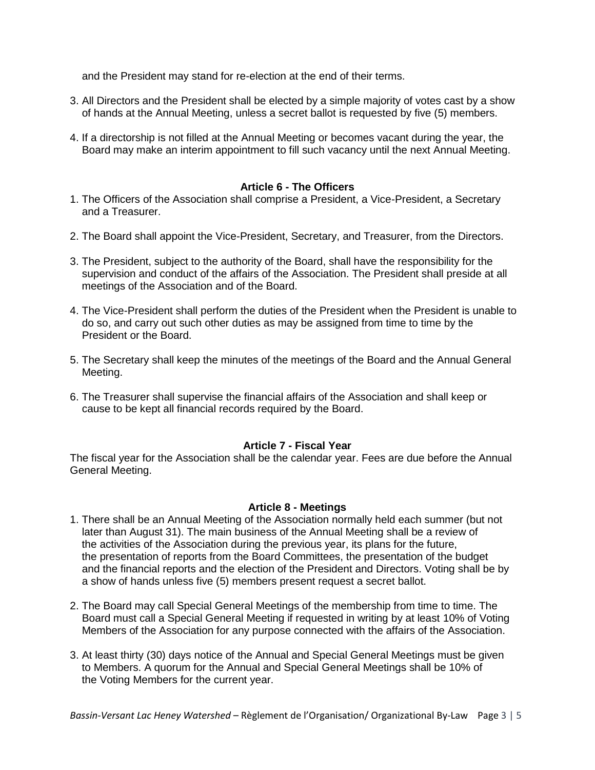and the President may stand for re-election at the end of their terms.

3. All Directors and the President shall be elected by a simple majority of votes cast by a show of hands at the Annual Meeting, unless a secret ballot is requested by five (5) members.

4. If a directorship is not filled at the Annual Meeting or becomes vacant during the year, the Board may make an interim appointment to fill such vacancy until the next Annual Meeting.

### Article 6 - The Officers

1. The Officers of the Association shall comprise a President, a Vice-President, a Secretary and a Treasurer.

2. The Board shall appoint the Vice-President, Secretary, and Treasurer, from the Directors.

3. The President, subject to the authority of the Board, shall have the responsibility for the supervision and conduct of the affairs of the Association. The President shall preside at all meetings of the Association and of the Board.

4. The Vice-President shall perform the duties of the President when the President is unable to do so, and carry out such other duties as may be assigned from time to time by the President or the Board.

5. The Secretary shall keep the minutes of the meetings of the Board and the Annual General Meeting.

6. The Treasurer shall supervise the financial affairs of the Association and shall keep or cause to be kept all financial records required by the Board.

### Article 7 - Fiscal Year

The fiscal year for the Association shall be the calendar year. Fees are due before the Annual General Meeting.

### Article 8 - Meetings

1. There shall be an Annual Meeting of the Association normally held each summer (but not later than August 31). The main business of the Annual Meeting shall be a review of the activities of the Association during the previous year, its plans for the future, the presentation of reports from the Board Committees, the presentation of the budget and the financial reports and the election of the President and Directors. Voting shall be by a show of hands unless five (5) members present request a secret ballot.

2. The Board may call Special General Meetings of the membership from time to time. The Board must call a Special General Meeting if requested in writing by at least 10% of Voting Members of the Association for any purpose connected with the affairs of the Association.

3. At least thirty (30) days notice of the Annual and Special General Meetings must be given to Members. A quorum for the Annual and Special General Meetings shall be 10% of the Voting Members for the current year.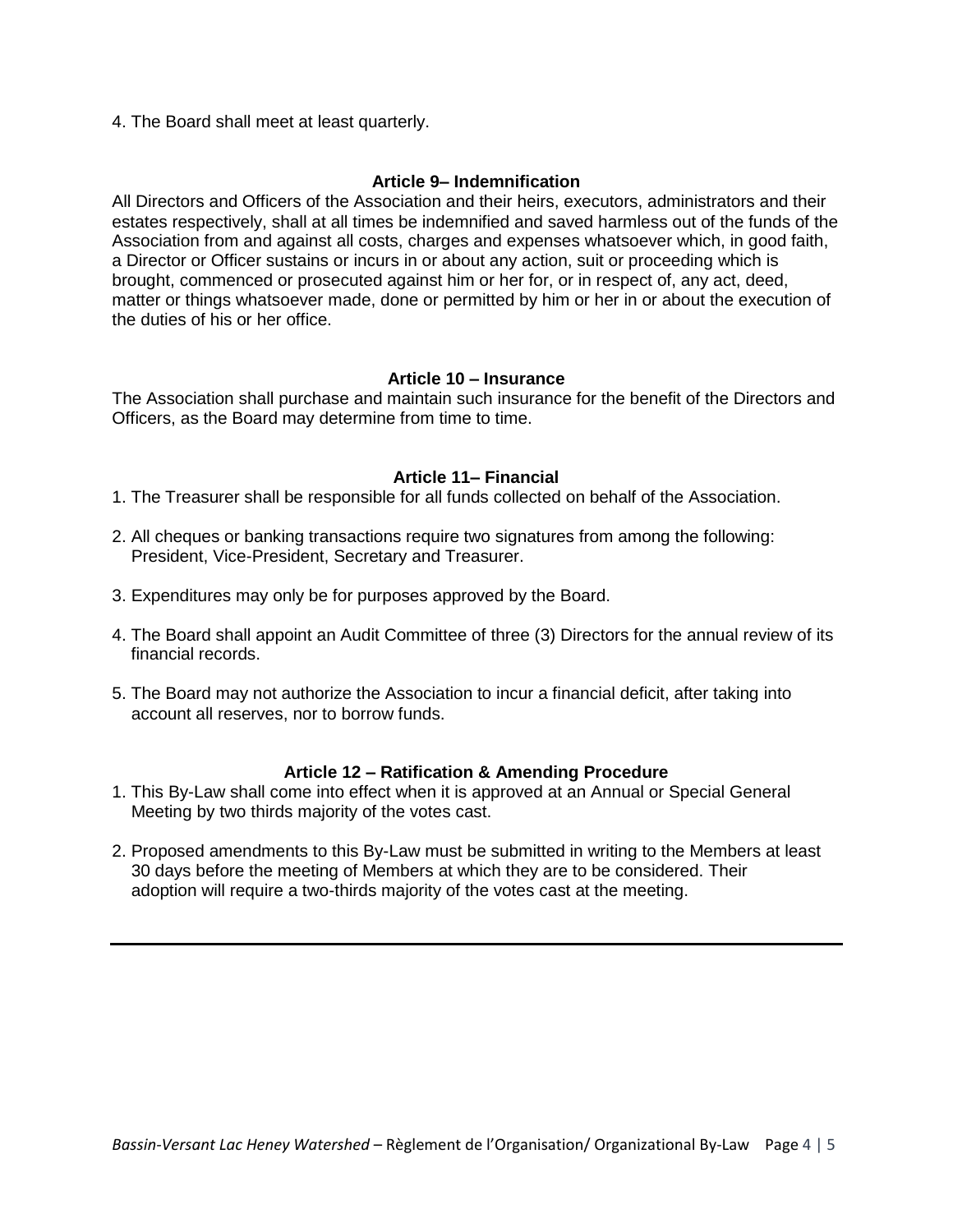4. The Board shall meet at least quarterly.

## Article 9– Indemnification

All Directors and Officers of the Association and their heirs, executors, administrators and their estates respectively, shall at all times be indemnified and saved harmless out of the funds of the Association from and against all costs, charges and expenses whatsoever which, in good faith, a Director or Officer sustains or incurs in or about any action, suit or proceeding which is brought, commenced or prosecuted against him or her for, or in respect of, any act, deed, matter or things whatsoever made, done or permitted by him or her in or about the execution of the duties of his or her office.

## Article 10 – Insurance

The Association shall purchase and maintain such insurance for the benefit of the Directors and Officers, as the Board may determine from time to time.

## Article 11– Financial

1. The Treasurer shall be responsible for all funds collected on behalf of the Association.

2. All cheques or banking transactions require two signatures from among the following: President, Vice-President, Secretary and Treasurer.

3. Expenditures may only be for purposes approved by the Board.

4. The Board shall appoint an Audit Committee of three (3) Directors for the annual review of its financial records.

5. The Board may not authorize the Association to incur a financial deficit, after taking into account all reserves, nor to borrow funds.

## Article 12 – Ratification & Amending Procedure

1. This By-Law shall come into effect when it is approved at an Annual or Special General Meeting by two thirds majority of the votes cast.

2. Proposed amendments to this By-Law must be submitted in writing to the Members at least 30 days before the meeting of Members at which they are to be considered. Their adoption will require a two-thirds majority of the votes cast at the meeting.

---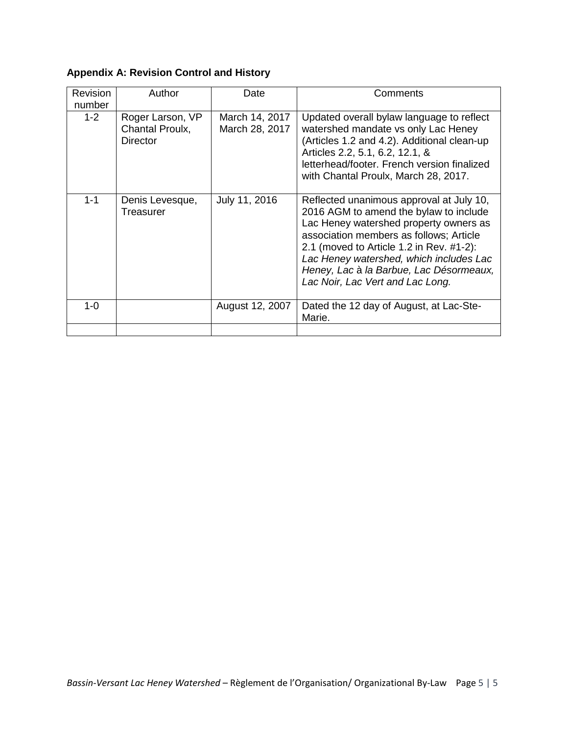**Appendix A: Revision Control and History**

| Revision number | Author | Date | Comments |
|---|---|---|---|
| 1-2 | Roger Larson, VP Chantal Proulx, Director | March 14, 2017 March 28, 2017 | Updated overall bylaw language to reflect watershed mandate vs only Lac Heney (Articles 1.2 and 4.2). Additional clean-up Articles 2.2, 5.1, 6.2, 12.1, & letterhead/footer. French version finalized with Chantal Proulx, March 28, 2017. |
| 1-1 | Denis Levesque, Treasurer | July 11, 2016 | Reflected unanimous approval at July 10, 2016 AGM to amend the bylaw to include Lac Heney watershed property owners as association members as follows; Article 2.1 (moved to Article 1.2 in Rev. #1-2): *Lac Heney watershed, which includes Lac Heney, Lac* à *la Barbue, Lac Désormeaux, Lac Noir, Lac Vert and Lac Long.* |
| 1-0 | | August 12, 2007 | Dated the 12 day of August, at Lac-Ste-Marie. |
| | | | |